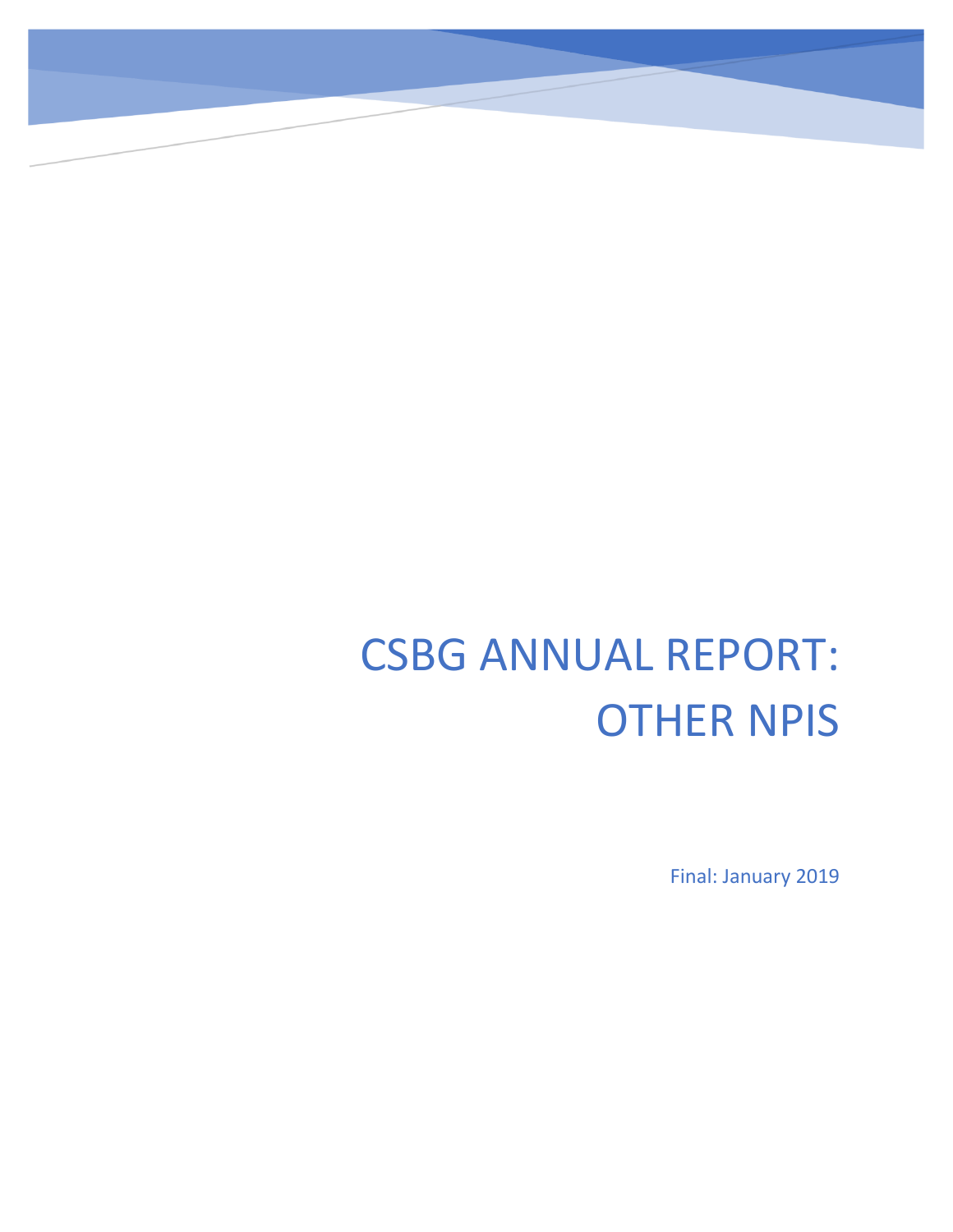# CSBG ANNUAL REPORT: OTHER NPIS

Final: January 2019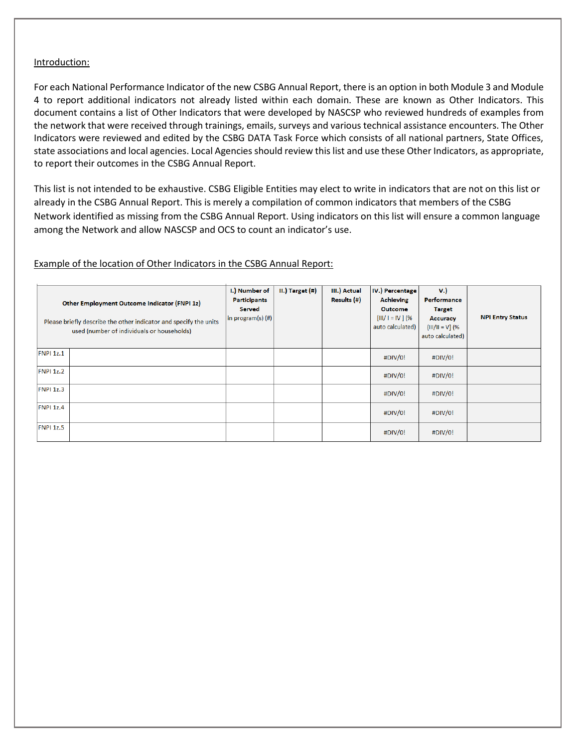Introduction:

For each National Performance Indicator of the new CSBG Annual Report, there is an option in both Module 3 and Module 4 to report additional indicators not already listed within each domain. These are known as Other Indicators. This document contains a list of Other Indicators that were developed by NASCSP who reviewed hundreds of examples from the network that were received through trainings, emails, surveys and various technical assistance encounters. The Other Indicators were reviewed and edited by the CSBG DATA Task Force which consists of all national partners, State Offices, state associations and local agencies. Local Agencies should review this list and use these Other Indicators, as appropriate, to report their outcomes in the CSBG Annual Report.

This list is not intended to be exhaustive. CSBG Eligible Entities may elect to write in indicators that are not on this list or already in the CSBG Annual Report. This is merely a compilation of common indicators that members of the CSBG Network identified as missing from the CSBG Annual Report. Using indicators on this list will ensure a common language among the Network and allow NASCSP and OCS to count an indicator's use.

Example of the location of Other Indicators in the CSBG Annual Report:

| **Other Employment Outcome Indicator (FNPI 1z)**<br><br>Please briefly describe the other indicator and specify the units used (number of individuals or households) | | **I.) Number of Participants Served** in program(s) (#) | **II.) Target (#)** | **III.) Actual Results (#)** | **IV.) Percentage Achieving Outcome** [III/ I = IV ] (% auto calculated) | **V.) Performance Target Accuracy** (III/II = V] (% auto calculated) | **NPI Entry Status** |
|---|---|---|---|---|---|---|---|
| FNPI 1z.1 | | | | | #DIV/0! | #DIV/0! | |
| FNPI 1z.2 | | | | | #DIV/0! | #DIV/0! | |
| FNPI 1z.3 | | | | | #DIV/0! | #DIV/0! | |
| FNPI 1z.4 | | | | | #DIV/0! | #DIV/0! | |
| FNPI 1z.5 | | | | | #DIV/0! | #DIV/0! | |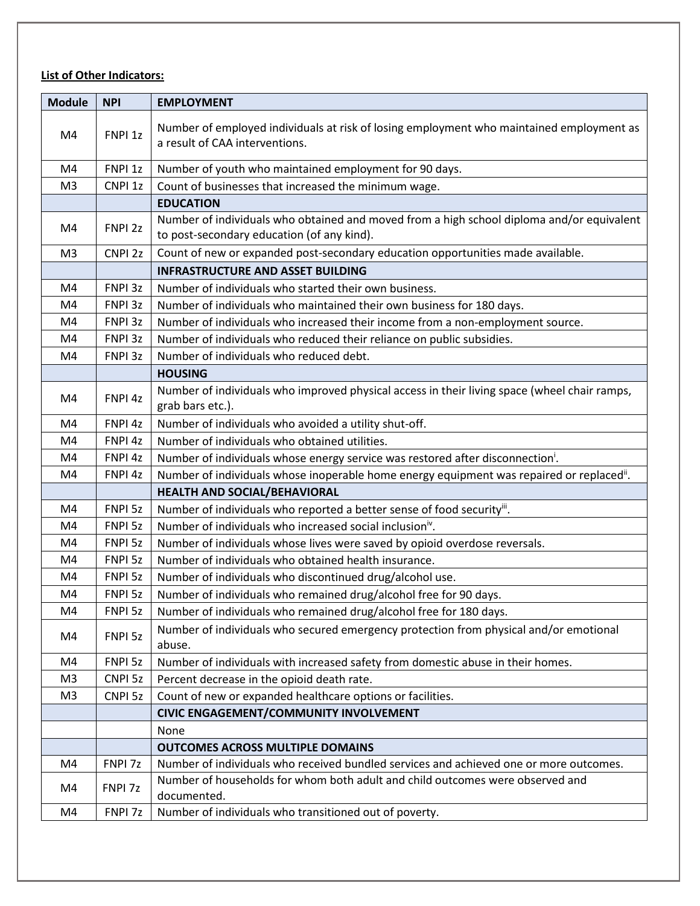**List of Other Indicators:**

| Module | NPI | EMPLOYMENT |
|---|---|---|
| M4 | FNPI 1z | Number of employed individuals at risk of losing employment who maintained employment as a result of CAA interventions. |
| M4 | FNPI 1z | Number of youth who maintained employment for 90 days. |
| M3 | CNPI 1z | Count of businesses that increased the minimum wage. |
| | | **EDUCATION** |
| M4 | FNPI 2z | Number of individuals who obtained and moved from a high school diploma and/or equivalent to post-secondary education (of any kind). |
| M3 | CNPI 2z | Count of new or expanded post-secondary education opportunities made available. |
| | | **INFRASTRUCTURE AND ASSET BUILDING** |
| M4 | FNPI 3z | Number of individuals who started their own business. |
| M4 | FNPI 3z | Number of individuals who maintained their own business for 180 days. |
| M4 | FNPI 3z | Number of individuals who increased their income from a non-employment source. |
| M4 | FNPI 3z | Number of individuals who reduced their reliance on public subsidies. |
| M4 | FNPI 3z | Number of individuals who reduced debt. |
| | | **HOUSING** |
| M4 | FNPI 4z | Number of individuals who improved physical access in their living space (wheel chair ramps, grab bars etc.). |
| M4 | FNPI 4z | Number of individuals who avoided a utility shut-off. |
| M4 | FNPI 4z | Number of individuals who obtained utilities. |
| M4 | FNPI 4z | Number of individuals whose energy service was restored after disconnection[i]. |
| M4 | FNPI 4z | Number of individuals whose inoperable home energy equipment was repaired or replaced[ii]. |
| | | **HEALTH AND SOCIAL/BEHAVIORAL** |
| M4 | FNPI 5z | Number of individuals who reported a better sense of food security[iii]. |
| M4 | FNPI 5z | Number of individuals who increased social inclusion[iv]. |
| M4 | FNPI 5z | Number of individuals whose lives were saved by opioid overdose reversals. |
| M4 | FNPI 5z | Number of individuals who obtained health insurance. |
| M4 | FNPI 5z | Number of individuals who discontinued drug/alcohol use. |
| M4 | FNPI 5z | Number of individuals who remained drug/alcohol free for 90 days. |
| M4 | FNPI 5z | Number of individuals who remained drug/alcohol free for 180 days. |
| M4 | FNPI 5z | Number of individuals who secured emergency protection from physical and/or emotional abuse. |
| M4 | FNPI 5z | Number of individuals with increased safety from domestic abuse in their homes. |
| M3 | CNPI 5z | Percent decrease in the opioid death rate. |
| M3 | CNPI 5z | Count of new or expanded healthcare options or facilities. |
| | | **CIVIC ENGAGEMENT/COMMUNITY INVOLVEMENT** |
| | | None |
| | | **OUTCOMES ACROSS MULTIPLE DOMAINS** |
| M4 | FNPI 7z | Number of individuals who received bundled services and achieved one or more outcomes. |
| M4 | FNPI 7z | Number of households for whom both adult and child outcomes were observed and documented. |
| M4 | FNPI 7z | Number of individuals who transitioned out of poverty. |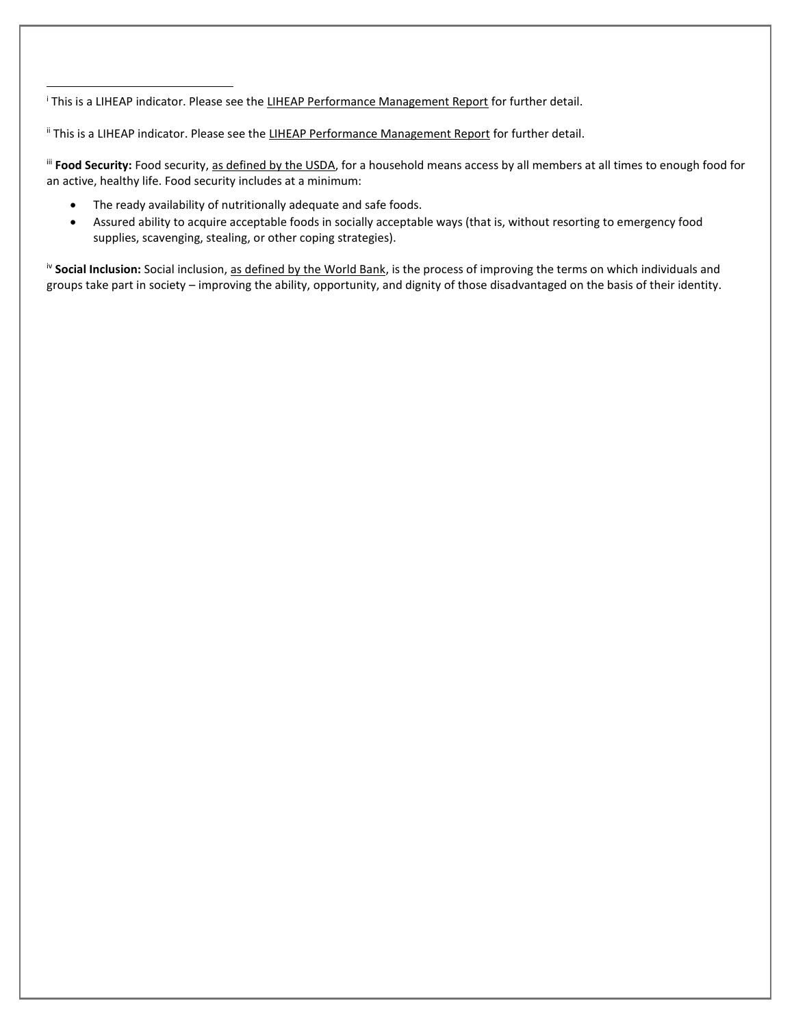[i] This is a LIHEAP indicator. Please see the LIHEAP Performance Management Report for further detail.

[ii] This is a LIHEAP indicator. Please see the LIHEAP Performance Management Report for further detail.

[iii] **Food Security:** Food security, as defined by the USDA, for a household means access by all members at all times to enough food for an active, healthy life. Food security includes at a minimum:

- The ready availability of nutritionally adequate and safe foods.
- Assured ability to acquire acceptable foods in socially acceptable ways (that is, without resorting to emergency food supplies, scavenging, stealing, or other coping strategies).

[iv] **Social Inclusion:** Social inclusion, as defined by the World Bank, is the process of improving the terms on which individuals and groups take part in society – improving the ability, opportunity, and dignity of those disadvantaged on the basis of their identity.